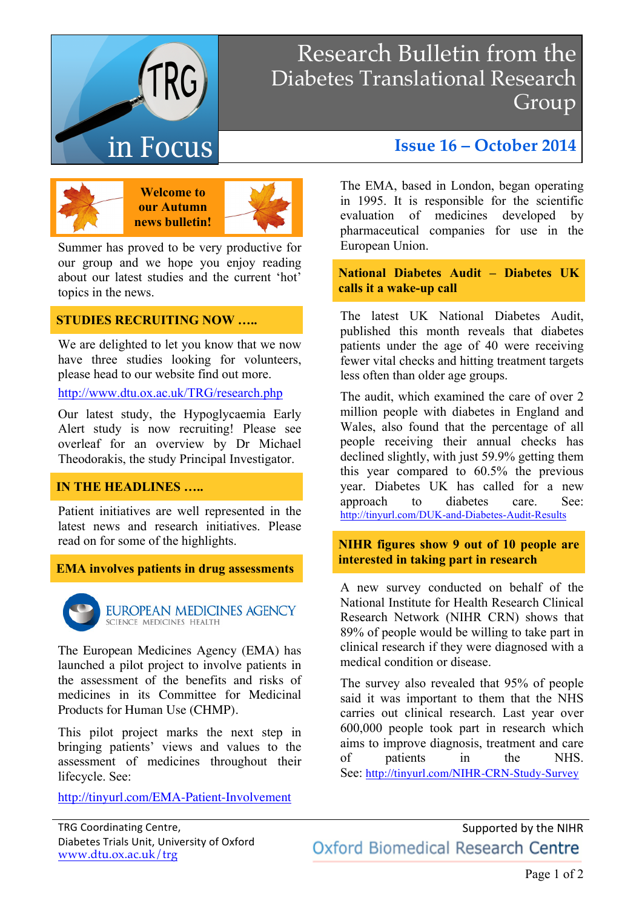# Research Bulletin from the Diabetes Translational Research Group

**TRG in Focus**

## Issue 16 – October 2014

**Welcome to our Autumn news bulletin!**

Summer has proved to be very productive for our group and we hope you enjoy reading about our latest studies and the current 'hot' topics in the news.

## STUDIES RECRUITING NOW …..

We are delighted to let you know that we now have three studies looking for volunteers, please head to our website find out more.

http://www.dtu.ox.ac.uk/TRG/research.php

Our latest study, the Hypoglycaemia Early Alert study is now recruiting! Please see overleaf for an overview by Dr Michael Theodorakis, the study Principal Investigator.

## IN THE HEADLINES …..

Patient initiatives are well represented in the latest news and research initiatives. Please read on for some of the highlights.

### EMA involves patients in drug assessments

EUROPEAN MEDICINES AGENCY
SCIENCE MEDICINES HEALTH

The European Medicines Agency (EMA) has launched a pilot project to involve patients in the assessment of the benefits and risks of medicines in its Committee for Medicinal Products for Human Use (CHMP).

This pilot project marks the next step in bringing patients' views and values to the assessment of medicines throughout their lifecycle. See:

http://tinyurl.com/EMA-Patient-Involvement

The EMA, based in London, began operating in 1995. It is responsible for the scientific evaluation of medicines developed by pharmaceutical companies for use in the European Union.

### National Diabetes Audit – Diabetes UK calls it a wake-up call

The latest UK National Diabetes Audit, published this month reveals that diabetes patients under the age of 40 were receiving fewer vital checks and hitting treatment targets less often than older age groups.

The audit, which examined the care of over 2 million people with diabetes in England and Wales, also found that the percentage of all people receiving their annual checks has declined slightly, with just 59.9% getting them this year compared to 60.5% the previous year. Diabetes UK has called for a new approach to diabetes care. See: http://tinyurl.com/DUK-and-Diabetes-Audit-Results

### NIHR figures show 9 out of 10 people are interested in taking part in research

A new survey conducted on behalf of the National Institute for Health Research Clinical Research Network (NIHR CRN) shows that 89% of people would be willing to take part in clinical research if they were diagnosed with a medical condition or disease.

The survey also revealed that 95% of people said it was important to them that the NHS carries out clinical research. Last year over 600,000 people took part in research which aims to improve diagnosis, treatment and care of patients in the NHS. See: http://tinyurl.com/NIHR-CRN-Study-Survey

TRG Coordinating Centre,
Diabetes Trials Unit, University of Oxford
www.dtu.ox.ac.uk/trg

Supported by the NIHR
Oxford Biomedical Research Centre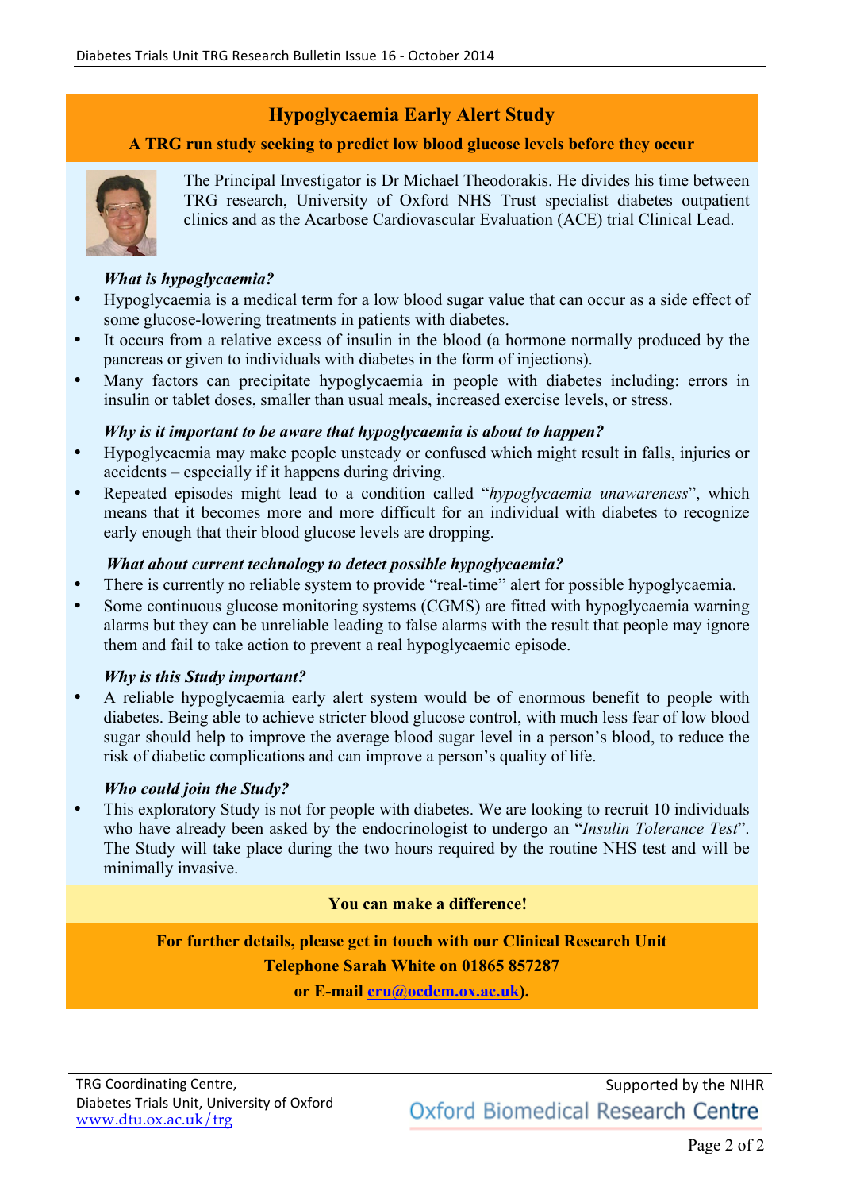# Hypoglycaemia Early Alert Study

**A TRG run study seeking to predict low blood glucose levels before they occur**

The Principal Investigator is Dr Michael Theodorakis. He divides his time between TRG research, University of Oxford NHS Trust specialist diabetes outpatient clinics and as the Acarbose Cardiovascular Evaluation (ACE) trial Clinical Lead.

***What is hypoglycaemia?***

- Hypoglycaemia is a medical term for a low blood sugar value that can occur as a side effect of some glucose-lowering treatments in patients with diabetes.
- It occurs from a relative excess of insulin in the blood (a hormone normally produced by the pancreas or given to individuals with diabetes in the form of injections).
- Many factors can precipitate hypoglycaemia in people with diabetes including: errors in insulin or tablet doses, smaller than usual meals, increased exercise levels, or stress.

***Why is it important to be aware that hypoglycaemia is about to happen?***

- Hypoglycaemia may make people unsteady or confused which might result in falls, injuries or accidents – especially if it happens during driving.
- Repeated episodes might lead to a condition called "*hypoglycaemia unawareness*", which means that it becomes more and more difficult for an individual with diabetes to recognize early enough that their blood glucose levels are dropping.

***What about current technology to detect possible hypoglycaemia?***

- There is currently no reliable system to provide "real-time" alert for possible hypoglycaemia.
- Some continuous glucose monitoring systems (CGMS) are fitted with hypoglycaemia warning alarms but they can be unreliable leading to false alarms with the result that people may ignore them and fail to take action to prevent a real hypoglycaemic episode.

***Why is this Study important?***

- A reliable hypoglycaemia early alert system would be of enormous benefit to people with diabetes. Being able to achieve stricter blood glucose control, with much less fear of low blood sugar should help to improve the average blood sugar level in a person's blood, to reduce the risk of diabetic complications and can improve a person's quality of life.

***Who could join the Study?***

- This exploratory Study is not for people with diabetes. We are looking to recruit 10 individuals who have already been asked by the endocrinologist to undergo an "*Insulin Tolerance Test*". The Study will take place during the two hours required by the routine NHS test and will be minimally invasive.

**You can make a difference!**

**For further details, please get in touch with our Clinical Research Unit**
**Telephone Sarah White on 01865 857287**
**or E-mail cru@ocdem.ox.ac.uk).**

TRG Coordinating Centre,
Diabetes Trials Unit, University of Oxford
www.dtu.ox.ac.uk/trg

Supported by the NIHR
Oxford Biomedical Research Centre